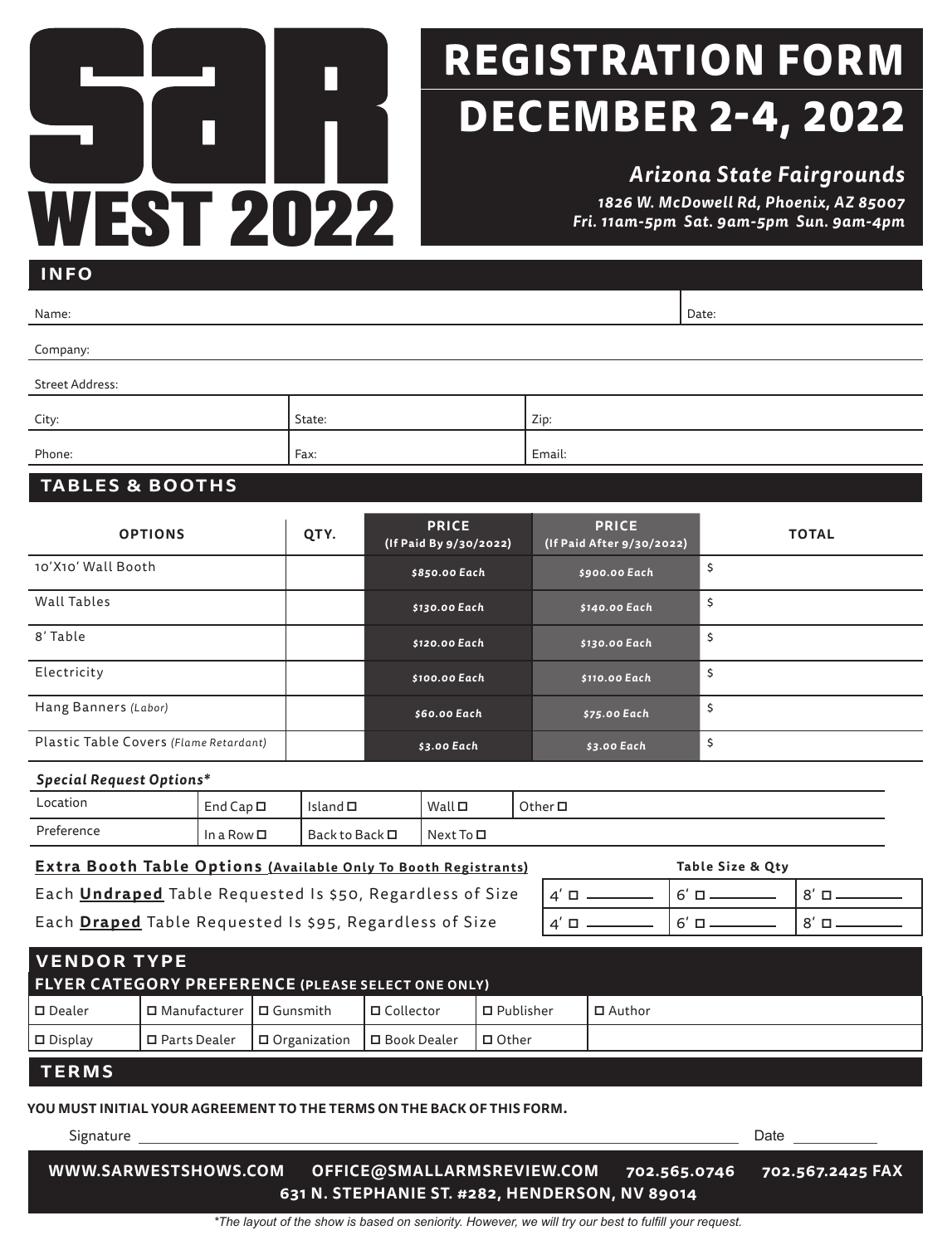# SAR WEST 2022

# REGISTRATION FORM
# DECEMBER 2-4, 2022

***Arizona State Fairgrounds***

***1826 W. McDowell Rd, Phoenix, AZ 85007***
***Fri. 11am-5pm Sat. 9am-5pm Sun. 9am-4pm***

## INFO

| Name: | | Date: |
|---|---|---|
| Company: | | |
| Street Address: | | |
| City: | State: | Zip: |
| Phone: | Fax: | Email: |

## TABLES & BOOTHS

| OPTIONS | QTY. | PRICE (If Paid By 9/30/2022) | PRICE (If Paid After 9/30/2022) | TOTAL |
|---|---|---|---|---|
| 10'X10' Wall Booth | | *$850.00 Each* | *$900.00 Each* | $ |
| Wall Tables | | *$130.00 Each* | *$140.00 Each* | $ |
| 8' Table | | *$120.00 Each* | *$130.00 Each* | $ |
| Electricity | | *$100.00 Each* | *$110.00 Each* | $ |
| Hang Banners *(Labor)* | | *$60.00 Each* | *$75.00 Each* | $ |
| Plastic Table Covers *(Flame Retardant)* | | *$3.00 Each* | *$3.00 Each* | $ |

***Special Request Options****

| | | | | |
|---|---|---|---|---|
| Location | End Cap ☐ | Island ☐ | Wall ☐ | Other ☐ |
| Preference | In a Row ☐ | Back to Back ☐ | Next To ☐ | |

**Extra Booth Table Options (Available Only To Booth Registrants)**

| | Table Size & Qty | | |
|---|---|---|---|
| Each **Undraped** Table Requested Is $50, Regardless of Size | 4' ☐ ______ | 6' ☐ ______ | 8' ☐ ______ |
| Each **Draped** Table Requested Is $95, Regardless of Size | 4' ☐ ______ | 6' ☐ ______ | 8' ☐ ______ |

## VENDOR TYPE

**FLYER CATEGORY PREFERENCE (PLEASE SELECT ONE ONLY)**

| | | | | | |
|---|---|---|---|---|---|
| ☐ Dealer | ☐ Manufacturer | ☐ Gunsmith | ☐ Collector | ☐ Publisher | ☐ Author |
| ☐ Display | ☐ Parts Dealer | ☐ Organization | ☐ Book Dealer | ☐ Other | |

## TERMS

**YOU MUST INITIAL YOUR AGREEMENT TO THE TERMS ON THE BACK OF THIS FORM.**

Signature ________________________________________ Date __________

**WWW.SARWESTSHOWS.COM OFFICE@SMALLARMSREVIEW.COM 702.565.0746 702.567.2425 FAX**
**631 N. STEPHANIE ST. #282, HENDERSON, NV 89014**

*\*The layout of the show is based on seniority. However, we will try our best to fulfill your request.*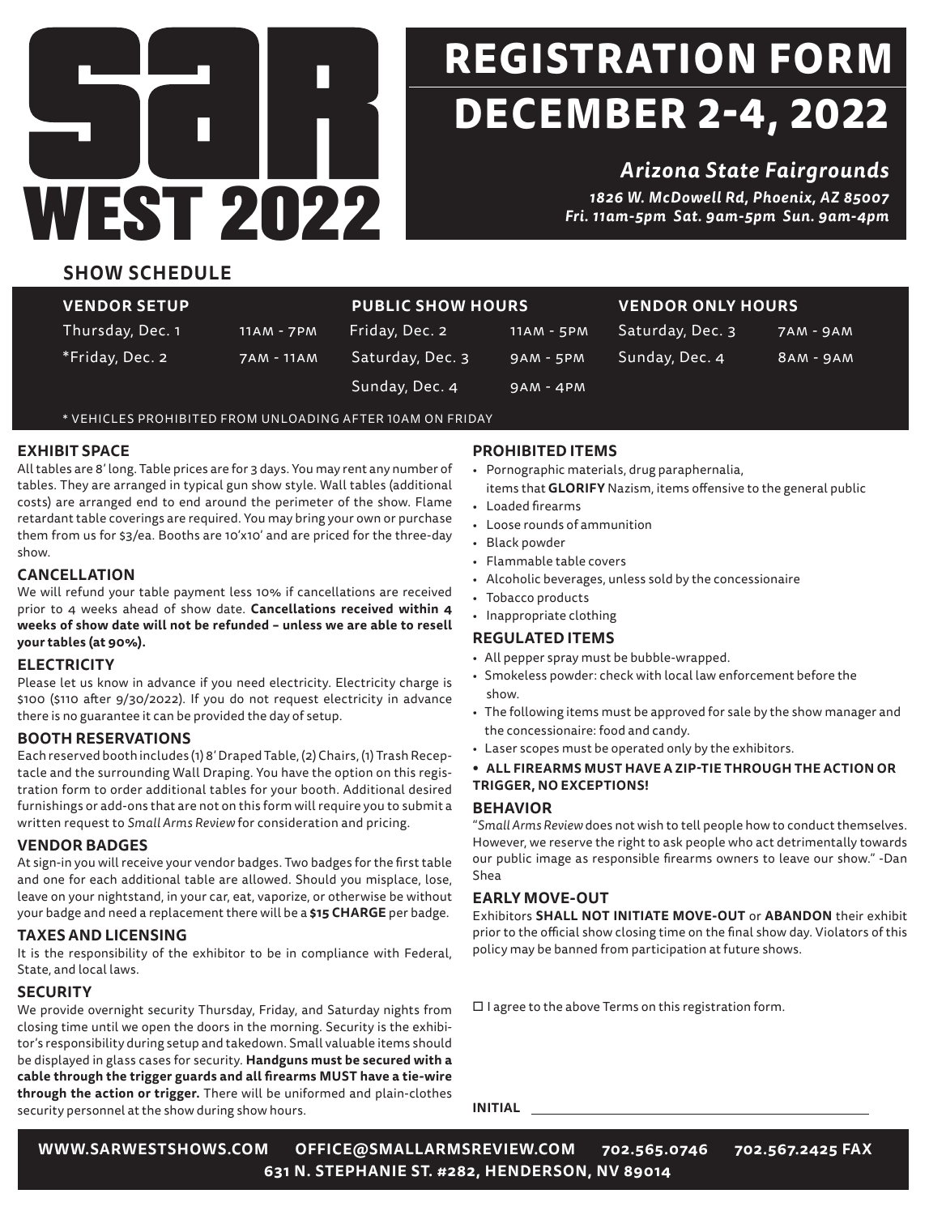# SAR WEST 2022

# REGISTRATION FORM
# DECEMBER 2-4, 2022

***Arizona State Fairgrounds***

***1826 W. McDowell Rd, Phoenix, AZ 85007***
***Fri. 11am-5pm Sat. 9am-5pm Sun. 9am-4pm***

## SHOW SCHEDULE

| VENDOR SETUP | | PUBLIC SHOW HOURS | | VENDOR ONLY HOURS | |
|---|---|---|---|---|---|
| Thursday, Dec. 1 | 11AM - 7PM | Friday, Dec. 2 | 11AM - 5PM | Saturday, Dec. 3 | 7AM - 9AM |
| *Friday, Dec. 2 | 7AM - 11AM | Saturday, Dec. 3 | 9AM - 5PM | Sunday, Dec. 4 | 8AM - 9AM |
| | | Sunday, Dec. 4 | 9AM - 4PM | | |

* VEHICLES PROHIBITED FROM UNLOADING AFTER 10AM ON FRIDAY

### EXHIBIT SPACE

All tables are 8' long. Table prices are for 3 days. You may rent any number of tables. They are arranged in typical gun show style. Wall tables (additional costs) are arranged end to end around the perimeter of the show. Flame retardant table coverings are required. You may bring your own or purchase them from us for $3/ea. Booths are 10'x10' and are priced for the three-day show.

### CANCELLATION

We will refund your table payment less 10% if cancellations are received prior to 4 weeks ahead of show date. **Cancellations received within 4 weeks of show date will not be refunded – unless we are able to resell your tables (at 90%).**

### ELECTRICITY

Please let us know in advance if you need electricity. Electricity charge is $100 ($110 after 9/30/2022). If you do not request electricity in advance there is no guarantee it can be provided the day of setup.

### BOOTH RESERVATIONS

Each reserved booth includes (1) 8' Draped Table, (2) Chairs, (1) Trash Receptacle and the surrounding Wall Draping. You have the option on this registration form to order additional tables for your booth. Additional desired furnishings or add-ons that are not on this form will require you to submit a written request to *Small Arms Review* for consideration and pricing.

### VENDOR BADGES

At sign-in you will receive your vendor badges. Two badges for the first table and one for each additional table are allowed. Should you misplace, lose, leave on your nightstand, in your car, eat, vaporize, or otherwise be without your badge and need a replacement there will be a **$15 CHARGE** per badge.

### TAXES AND LICENSING

It is the responsibility of the exhibitor to be in compliance with Federal, State, and local laws.

### SECURITY

We provide overnight security Thursday, Friday, and Saturday nights from closing time until we open the doors in the morning. Security is the exhibitor's responsibility during setup and takedown. Small valuable items should be displayed in glass cases for security. **Handguns must be secured with a cable through the trigger guards and all firearms MUST have a tie-wire through the action or trigger.** There will be uniformed and plain-clothes security personnel at the show during show hours.

### PROHIBITED ITEMS

- Pornographic materials, drug paraphernalia, items that **GLORIFY** Nazism, items offensive to the general public
- Loaded firearms
- Loose rounds of ammunition
- Black powder
- Flammable table covers
- Alcoholic beverages, unless sold by the concessionaire
- Tobacco products
- Inappropriate clothing

### REGULATED ITEMS

- All pepper spray must be bubble-wrapped.
- Smokeless powder: check with local law enforcement before the show.
- The following items must be approved for sale by the show manager and the concessionaire: food and candy.
- Laser scopes must be operated only by the exhibitors.
- **ALL FIREARMS MUST HAVE A ZIP-TIE THROUGH THE ACTION OR TRIGGER, NO EXCEPTIONS!**

### BEHAVIOR

"*Small Arms Review* does not wish to tell people how to conduct themselves. However, we reserve the right to ask people who act detrimentally towards our public image as responsible firearms owners to leave our show." -Dan Shea

### EARLY MOVE-OUT

Exhibitors **SHALL NOT INITIATE MOVE-OUT** or **ABANDON** their exhibit prior to the official show closing time on the final show day. Violators of this policy may be banned from participation at future shows.

☐ I agree to the above Terms on this registration form.

**INITIAL** ____________________

**WWW.SARWESTSHOWS.COM OFFICE@SMALLARMSREVIEW.COM 702.565.0746 702.567.2425 FAX**
**631 N. STEPHANIE ST. #282, HENDERSON, NV 89014**